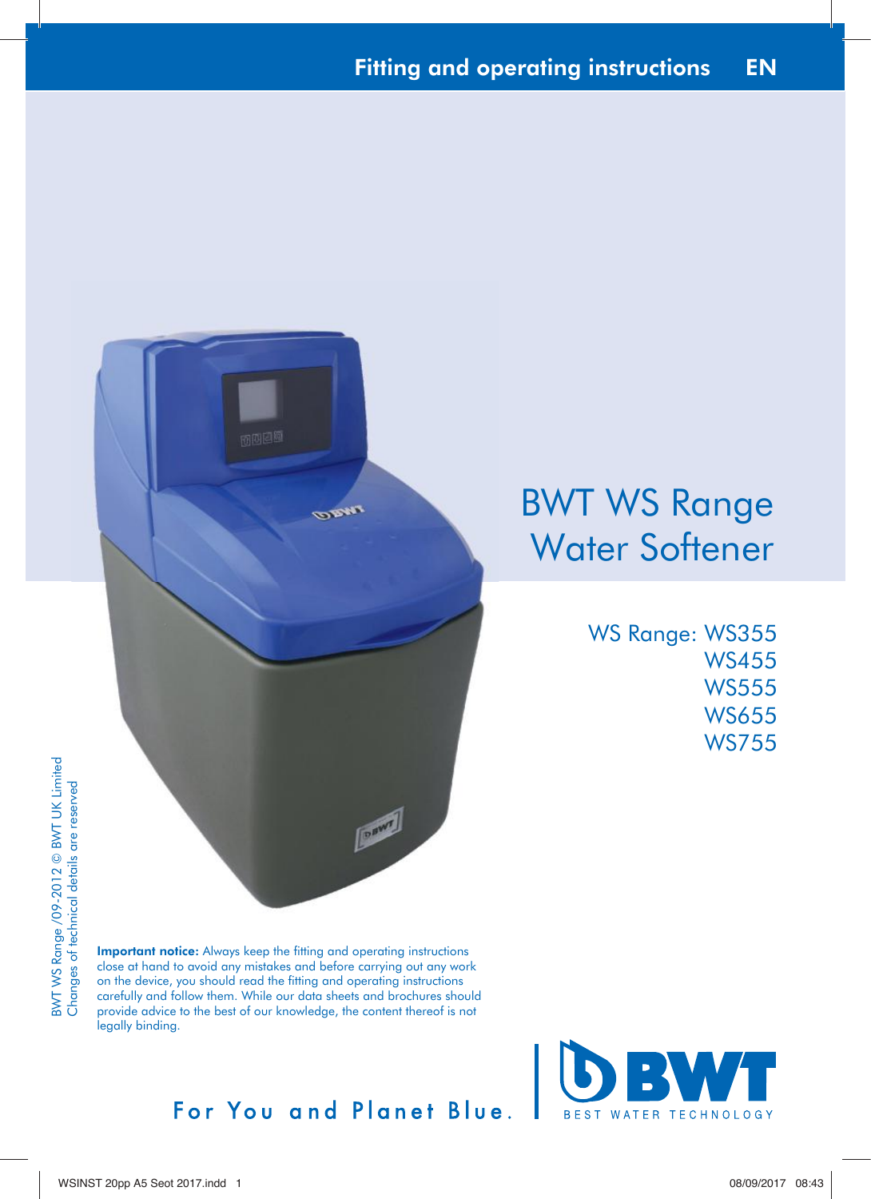Fitting and operating instructions EN

# BWT WS Range Water Softener

WS Range: WS355
WS455
WS555
WS655
WS755

BWT WS Range /09-2012 © BWT UK Limited
Changes of technical details are reserved

**Important notice:** Always keep the fitting and operating instructions close at hand to avoid any mistakes and before carrying out any work on the device, you should read the fitting and operating instructions carefully and follow them. While our data sheets and brochures should provide advice to the best of our knowledge, the content thereof is not legally binding.

For You and Planet Blue.

BWT BEST WATER TECHNOLOGY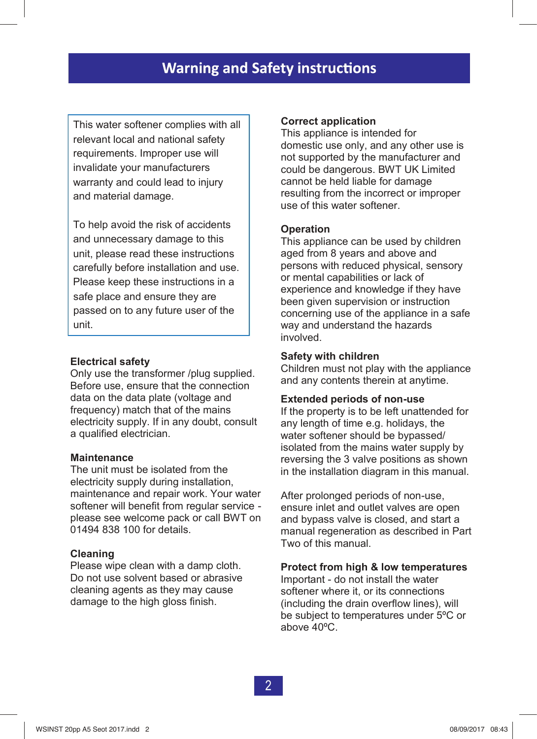# Warning and Safety instructions

This water softener complies with all relevant local and national safety requirements. Improper use will invalidate your manufacturers warranty and could lead to injury and material damage.

To help avoid the risk of accidents and unnecessary damage to this unit, please read these instructions carefully before installation and use. Please keep these instructions in a safe place and ensure they are passed on to any future user of the unit.

**Electrical safety**
Only use the transformer /plug supplied. Before use, ensure that the connection data on the data plate (voltage and frequency) match that of the mains electricity supply. If in any doubt, consult a qualified electrician.

**Maintenance**
The unit must be isolated from the electricity supply during installation, maintenance and repair work. Your water softener will benefit from regular service - please see welcome pack or call BWT on 01494 838 100 for details.

**Cleaning**
Please wipe clean with a damp cloth. Do not use solvent based or abrasive cleaning agents as they may cause damage to the high gloss finish.

**Correct application**
This appliance is intended for domestic use only, and any other use is not supported by the manufacturer and could be dangerous. BWT UK Limited cannot be held liable for damage resulting from the incorrect or improper use of this water softener.

**Operation**
This appliance can be used by children aged from 8 years and above and persons with reduced physical, sensory or mental capabilities or lack of experience and knowledge if they have been given supervision or instruction concerning use of the appliance in a safe way and understand the hazards involved.

**Safety with children**
Children must not play with the appliance and any contents therein at anytime.

**Extended periods of non-use**
If the property is to be left unattended for any length of time e.g. holidays, the water softener should be bypassed/ isolated from the mains water supply by reversing the 3 valve positions as shown in the installation diagram in this manual.

After prolonged periods of non-use, ensure inlet and outlet valves are open and bypass valve is closed, and start a manual regeneration as described in Part Two of this manual.

**Protect from high & low temperatures**
Important - do not install the water softener where it, or its connections (including the drain overflow lines), will be subject to temperatures under 5ºC or above 40ºC.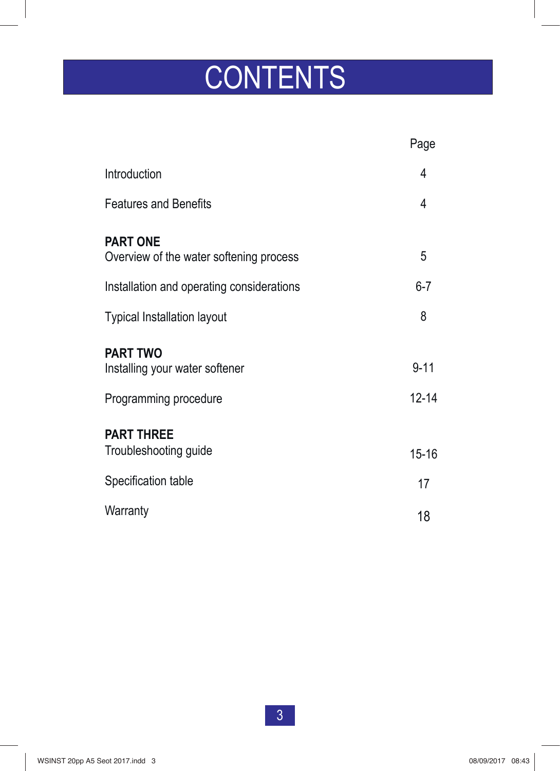# CONTENTS

| | Page |
|---|---|
| Introduction | 4 |
| Features and Benefits | 4 |
| **PART ONE** | |
| Overview of the water softening process | 5 |
| Installation and operating considerations | 6-7 |
| Typical Installation layout | 8 |
| **PART TWO** | |
| Installing your water softener | 9-11 |
| Programming procedure | 12-14 |
| **PART THREE** | |
| Troubleshooting guide | 15-16 |
| Specification table | 17 |
| Warranty | 18 |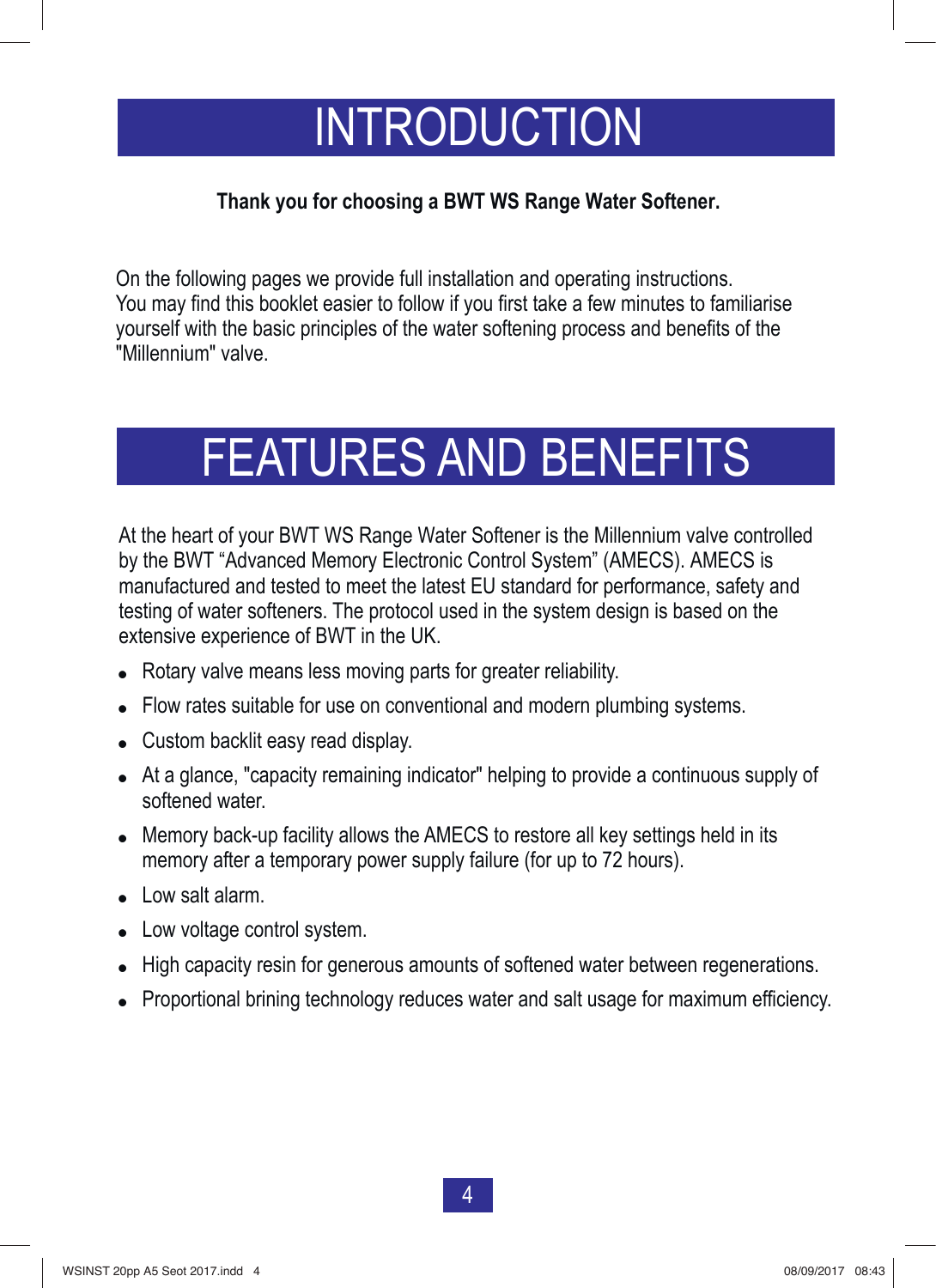# INTRODUCTION

**Thank you for choosing a BWT WS Range Water Softener.**

On the following pages we provide full installation and operating instructions. You may find this booklet easier to follow if you first take a few minutes to familiarise yourself with the basic principles of the water softening process and benefits of the "Millennium" valve.

# FEATURES AND BENEFITS

At the heart of your BWT WS Range Water Softener is the Millennium valve controlled by the BWT "Advanced Memory Electronic Control System" (AMECS). AMECS is manufactured and tested to meet the latest EU standard for performance, safety and testing of water softeners. The protocol used in the system design is based on the extensive experience of BWT in the UK.

- Rotary valve means less moving parts for greater reliability.
- Flow rates suitable for use on conventional and modern plumbing systems.
- Custom backlit easy read display.
- At a glance, "capacity remaining indicator" helping to provide a continuous supply of softened water.
- Memory back-up facility allows the AMECS to restore all key settings held in its memory after a temporary power supply failure (for up to 72 hours).
- Low salt alarm.
- Low voltage control system.
- High capacity resin for generous amounts of softened water between regenerations.
- Proportional brining technology reduces water and salt usage for maximum efficiency.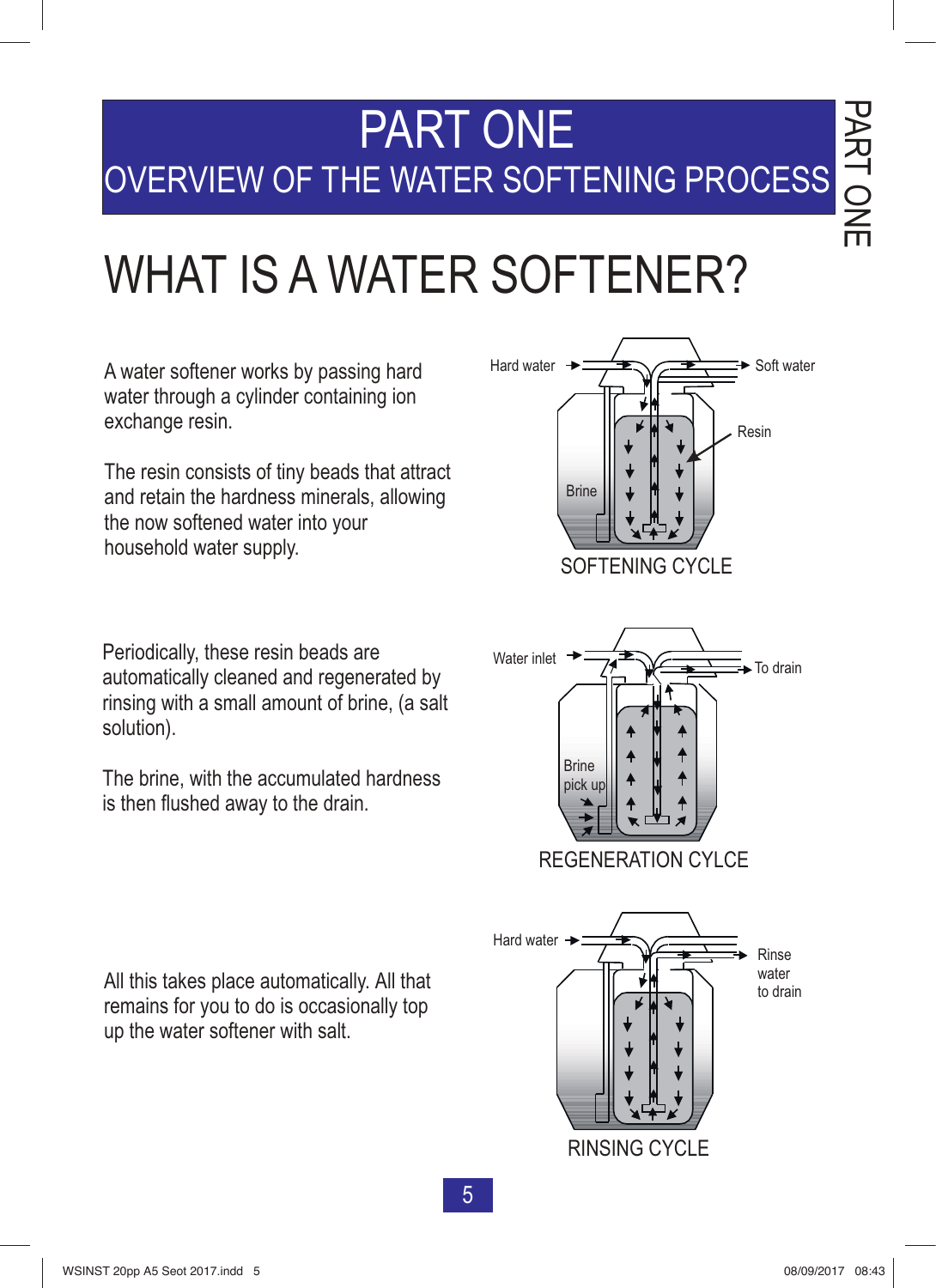# PART ONE

## OVERVIEW OF THE WATER SOFTENING PROCESS

# WHAT IS A WATER SOFTENER?

A water softener works by passing hard water through a cylinder containing ion exchange resin.

The resin consists of tiny beads that attract and retain the hardness minerals, allowing the now softened water into your household water supply.

Hard water · Soft water · Resin · Brine

SOFTENING CYCLE

Periodically, these resin beads are automatically cleaned and regenerated by rinsing with a small amount of brine, (a salt solution).

The brine, with the accumulated hardness is then flushed away to the drain.

Water inlet · To drain · Brine pick up

REGENERATION CYLCE

All this takes place automatically. All that remains for you to do is occasionally top up the water softener with salt.

Hard water · Rinse water to drain

RINSING CYCLE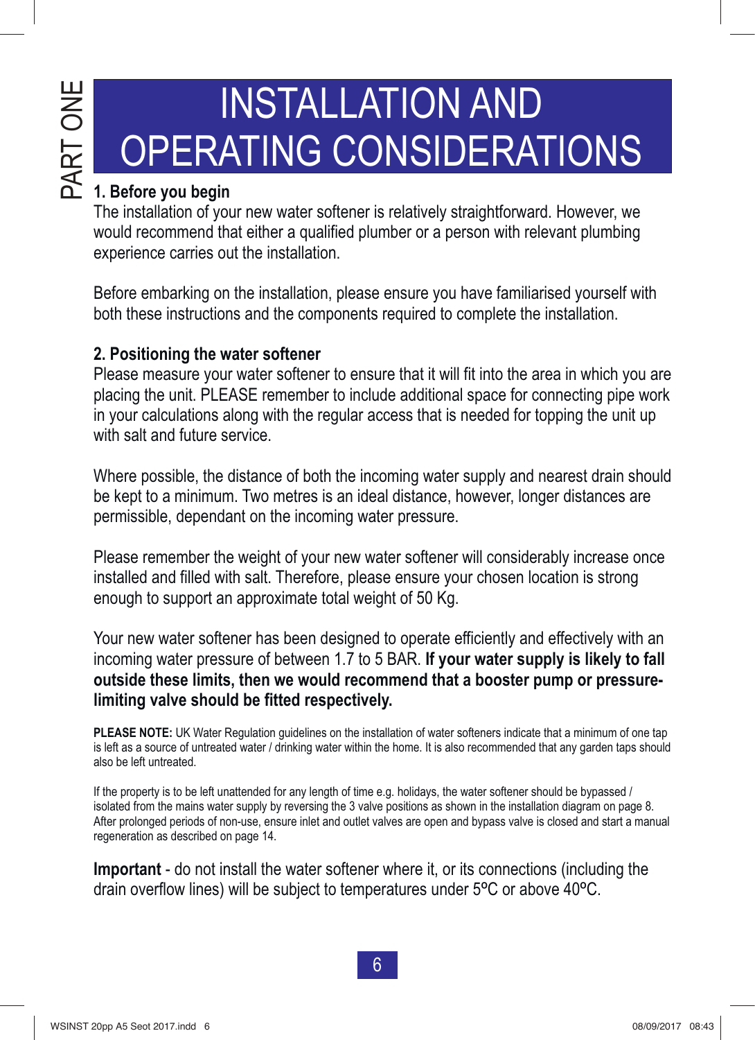PART ONE

# INSTALLATION AND OPERATING CONSIDERATIONS

**1. Before you begin**

The installation of your new water softener is relatively straightforward. However, we would recommend that either a qualified plumber or a person with relevant plumbing experience carries out the installation.

Before embarking on the installation, please ensure you have familiarised yourself with both these instructions and the components required to complete the installation.

**2. Positioning the water softener**

Please measure your water softener to ensure that it will fit into the area in which you are placing the unit. PLEASE remember to include additional space for connecting pipe work in your calculations along with the regular access that is needed for topping the unit up with salt and future service.

Where possible, the distance of both the incoming water supply and nearest drain should be kept to a minimum. Two metres is an ideal distance, however, longer distances are permissible, dependant on the incoming water pressure.

Please remember the weight of your new water softener will considerably increase once installed and filled with salt. Therefore, please ensure your chosen location is strong enough to support an approximate total weight of 50 Kg.

Your new water softener has been designed to operate efficiently and effectively with an incoming water pressure of between 1.7 to 5 BAR. **If your water supply is likely to fall outside these limits, then we would recommend that a booster pump or pressure-limiting valve should be fitted respectively.**

**PLEASE NOTE:** UK Water Regulation guidelines on the installation of water softeners indicate that a minimum of one tap is left as a source of untreated water / drinking water within the home. It is also recommended that any garden taps should also be left untreated.

If the property is to be left unattended for any length of time e.g. holidays, the water softener should be bypassed / isolated from the mains water supply by reversing the 3 valve positions as shown in the installation diagram on page 8. After prolonged periods of non-use, ensure inlet and outlet valves are open and bypass valve is closed and start a manual regeneration as described on page 14.

**Important** - do not install the water softener where it, or its connections (including the drain overflow lines) will be subject to temperatures under 5ºC or above 40ºC.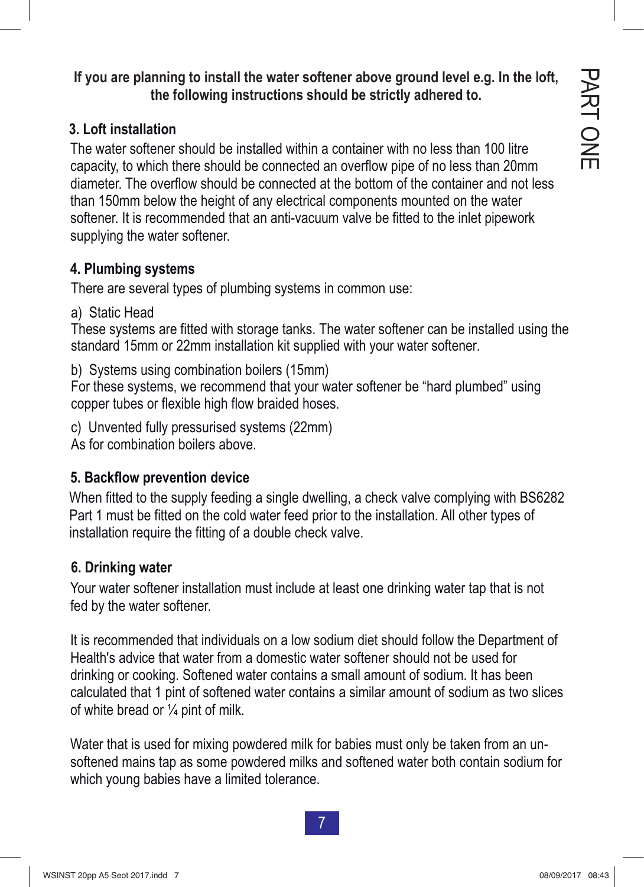**If you are planning to install the water softener above ground level e.g. In the loft, the following instructions should be strictly adhered to.**

### 3. Loft installation

The water softener should be installed within a container with no less than 100 litre capacity, to which there should be connected an overflow pipe of no less than 20mm diameter. The overflow should be connected at the bottom of the container and not less than 150mm below the height of any electrical components mounted on the water softener. It is recommended that an anti-vacuum valve be fitted to the inlet pipework supplying the water softener.

### 4. Plumbing systems

There are several types of plumbing systems in common use:

a) Static Head
These systems are fitted with storage tanks. The water softener can be installed using the standard 15mm or 22mm installation kit supplied with your water softener.

b) Systems using combination boilers (15mm)
For these systems, we recommend that your water softener be "hard plumbed" using copper tubes or flexible high flow braided hoses.

c) Unvented fully pressurised systems (22mm)
As for combination boilers above.

### 5. Backflow prevention device

When fitted to the supply feeding a single dwelling, a check valve complying with BS6282 Part 1 must be fitted on the cold water feed prior to the installation. All other types of installation require the fitting of a double check valve.

### 6. Drinking water

Your water softener installation must include at least one drinking water tap that is not fed by the water softener.

It is recommended that individuals on a low sodium diet should follow the Department of Health's advice that water from a domestic water softener should not be used for drinking or cooking. Softened water contains a small amount of sodium. It has been calculated that 1 pint of softened water contains a similar amount of sodium as two slices of white bread or ¼ pint of milk.

Water that is used for mixing powdered milk for babies must only be taken from an un-softened mains tap as some powdered milks and softened water both contain sodium for which young babies have a limited tolerance.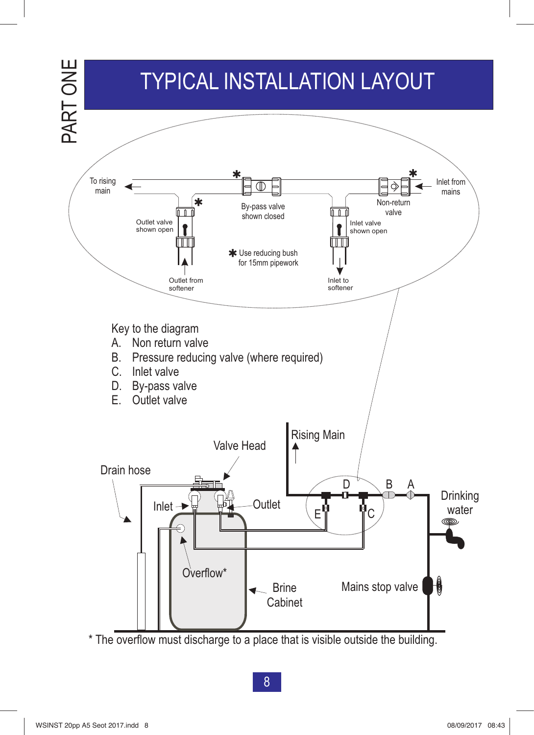PART ONE

# TYPICAL INSTALLATION LAYOUT

To rising main

Inlet from mains

By-pass valve shown closed

Non-return valve

Outlet valve shown open

Inlet valve shown open

✱ Use reducing bush for 15mm pipework

Outlet from softener

Inlet to softener

Key to the diagram

A. Non return valve
B. Pressure reducing valve (where required)
C. Inlet valve
D. By-pass valve
E. Outlet valve

Rising Main

Valve Head

Drain hose

Inlet

Outlet

Drinking water

Overflow*

Brine Cabinet

Mains stop valve

* The overflow must discharge to a place that is visible outside the building.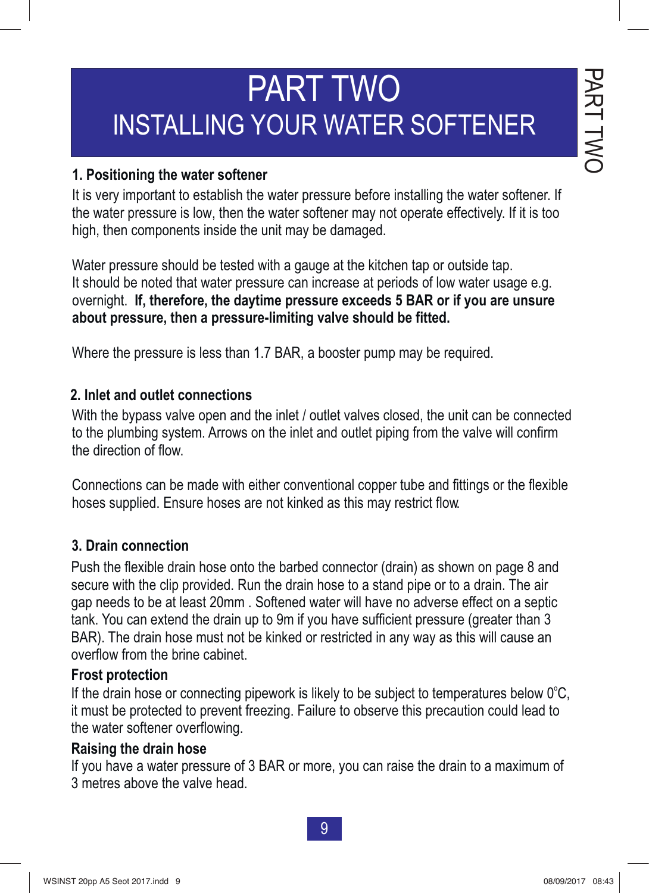# PART TWO
## INSTALLING YOUR WATER SOFTENER

### 1. Positioning the water softener

It is very important to establish the water pressure before installing the water softener. If the water pressure is low, then the water softener may not operate effectively. If it is too high, then components inside the unit may be damaged.

Water pressure should be tested with a gauge at the kitchen tap or outside tap. It should be noted that water pressure can increase at periods of low water usage e.g. overnight. **If, therefore, the daytime pressure exceeds 5 BAR or if you are unsure about pressure, then a pressure-limiting valve should be fitted.**

Where the pressure is less than 1.7 BAR, a booster pump may be required.

### 2. Inlet and outlet connections

With the bypass valve open and the inlet / outlet valves closed, the unit can be connected to the plumbing system. Arrows on the inlet and outlet piping from the valve will confirm the direction of flow.

Connections can be made with either conventional copper tube and fittings or the flexible hoses supplied. Ensure hoses are not kinked as this may restrict flow.

### 3. Drain connection

Push the flexible drain hose onto the barbed connector (drain) as shown on page 8 and secure with the clip provided. Run the drain hose to a stand pipe or to a drain. The air gap needs to be at least 20mm . Softened water will have no adverse effect on a septic tank. You can extend the drain up to 9m if you have sufficient pressure (greater than 3 BAR). The drain hose must not be kinked or restricted in any way as this will cause an overflow from the brine cabinet.

#### Frost protection

If the drain hose or connecting pipework is likely to be subject to temperatures below 0°C, it must be protected to prevent freezing. Failure to observe this precaution could lead to the water softener overflowing.

#### Raising the drain hose

If you have a water pressure of 3 BAR or more, you can raise the drain to a maximum of 3 metres above the valve head.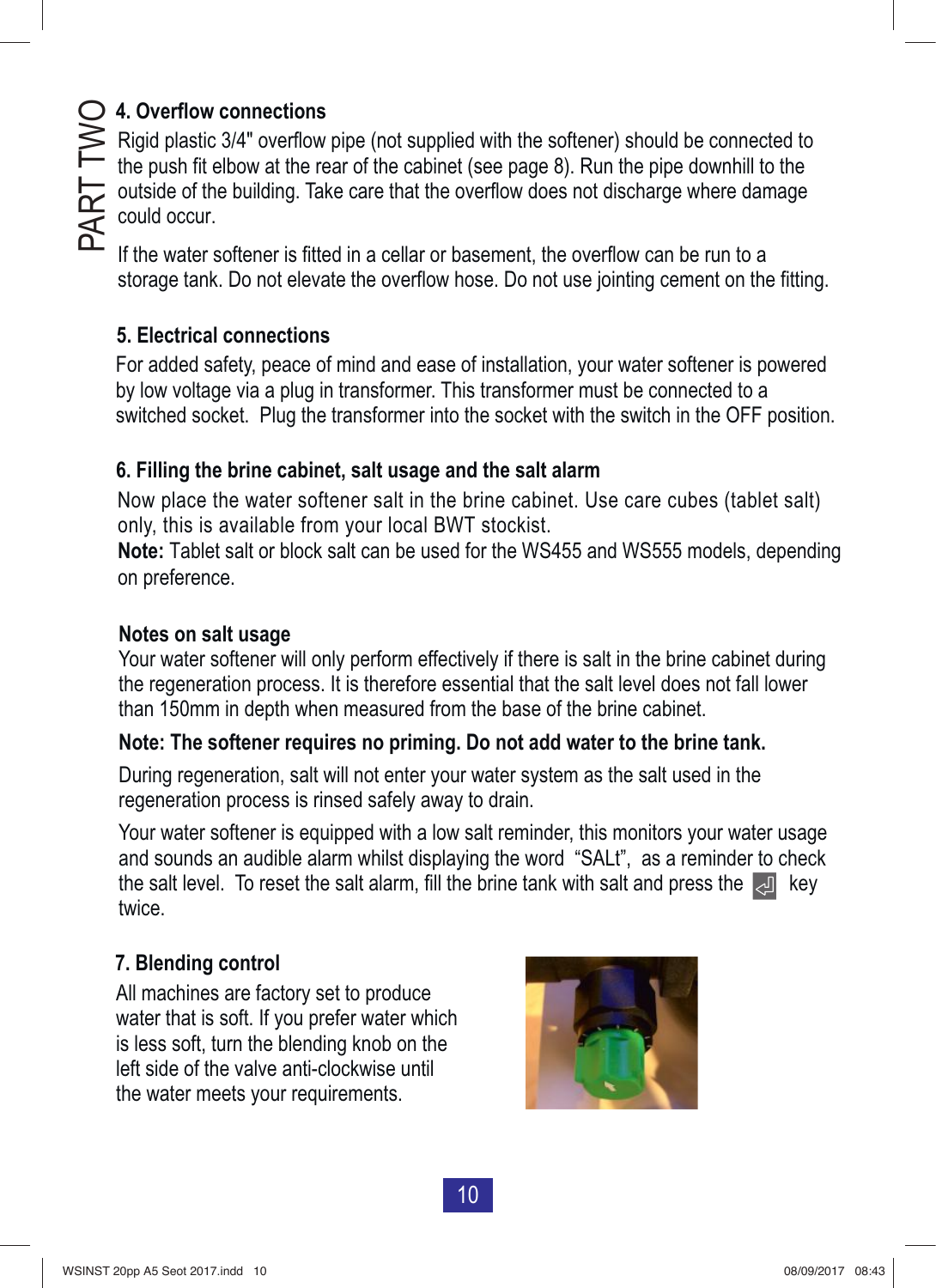## 4. Overflow connections

Rigid plastic 3/4" overflow pipe (not supplied with the softener) should be connected to the push fit elbow at the rear of the cabinet (see page 8). Run the pipe downhill to the outside of the building. Take care that the overflow does not discharge where damage could occur.

If the water softener is fitted in a cellar or basement, the overflow can be run to a storage tank. Do not elevate the overflow hose. Do not use jointing cement on the fitting.

## 5. Electrical connections

For added safety, peace of mind and ease of installation, your water softener is powered by low voltage via a plug in transformer. This transformer must be connected to a switched socket. Plug the transformer into the socket with the switch in the OFF position.

## 6. Filling the brine cabinet, salt usage and the salt alarm

Now place the water softener salt in the brine cabinet. Use care cubes (tablet salt) only, this is available from your local BWT stockist.

**Note:** Tablet salt or block salt can be used for the WS455 and WS555 models, depending on preference.

### Notes on salt usage

Your water softener will only perform effectively if there is salt in the brine cabinet during the regeneration process. It is therefore essential that the salt level does not fall lower than 150mm in depth when measured from the base of the brine cabinet.

**Note: The softener requires no priming. Do not add water to the brine tank.**

During regeneration, salt will not enter your water system as the salt used in the regeneration process is rinsed safely away to drain.

Your water softener is equipped with a low salt reminder, this monitors your water usage and sounds an audible alarm whilst displaying the word "SALt", as a reminder to check the salt level. To reset the salt alarm, fill the brine tank with salt and press the ⏎ key twice.

## 7. Blending control

All machines are factory set to produce water that is soft. If you prefer water which is less soft, turn the blending knob on the left side of the valve anti-clockwise until the water meets your requirements.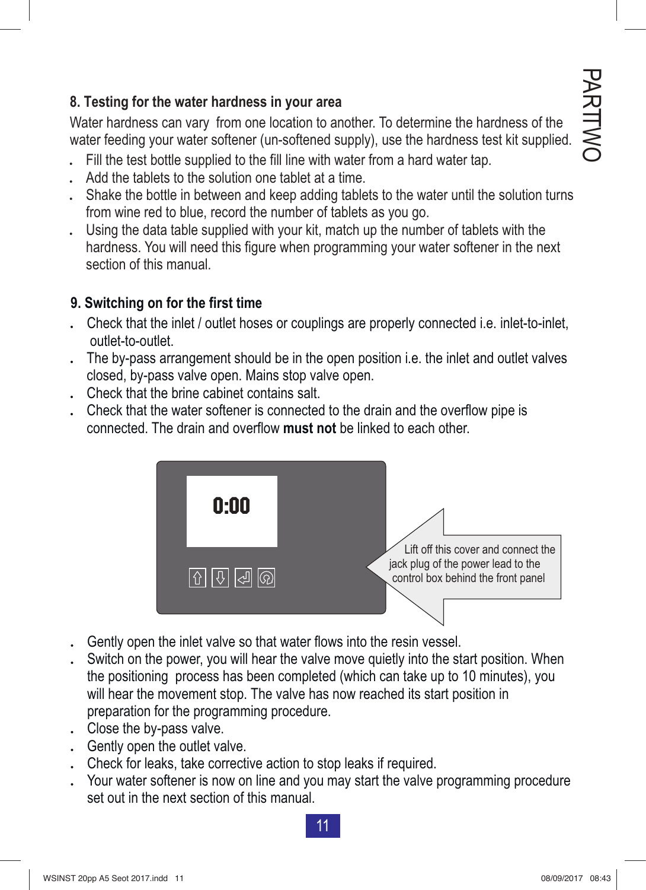## 8. Testing for the water hardness in your area

Water hardness can vary from one location to another. To determine the hardness of the water feeding your water softener (un-softened supply), use the hardness test kit supplied.

- Fill the test bottle supplied to the fill line with water from a hard water tap.
- Add the tablets to the solution one tablet at a time.
- Shake the bottle in between and keep adding tablets to the water until the solution turns from wine red to blue, record the number of tablets as you go.
- Using the data table supplied with your kit, match up the number of tablets with the hardness. You will need this figure when programming your water softener in the next section of this manual.

## 9. Switching on for the first time

- Check that the inlet / outlet hoses or couplings are properly connected i.e. inlet-to-inlet, outlet-to-outlet.
- The by-pass arrangement should be in the open position i.e. the inlet and outlet valves closed, by-pass valve open. Mains stop valve open.
- Check that the brine cabinet contains salt.
- Check that the water softener is connected to the drain and the overflow pipe is connected. The drain and overflow **must not** be linked to each other.

0:00

Lift off this cover and connect the jack plug of the power lead to the control box behind the front panel

- Gently open the inlet valve so that water flows into the resin vessel.
- Switch on the power, you will hear the valve move quietly into the start position. When the positioning process has been completed (which can take up to 10 minutes), you will hear the movement stop. The valve has now reached its start position in preparation for the programming procedure.
- Close the by-pass valve.
- Gently open the outlet valve.
- Check for leaks, take corrective action to stop leaks if required.
- Your water softener is now on line and you may start the valve programming procedure set out in the next section of this manual.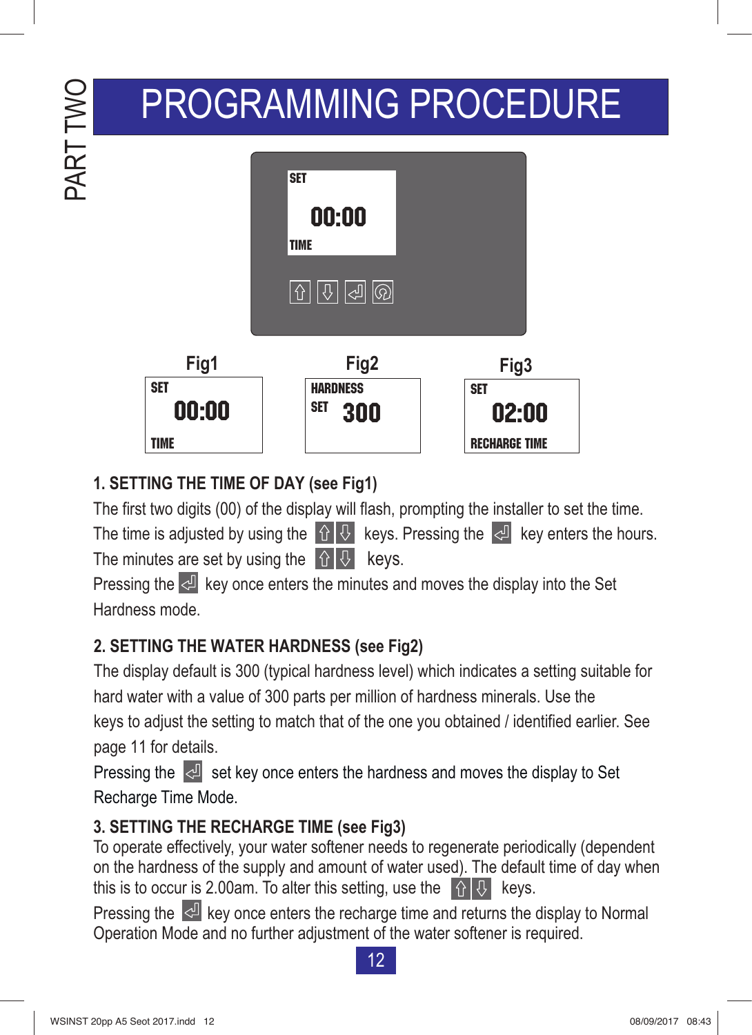PART TWO

# PROGRAMMING PROCEDURE

SET
00:00
TIME

⇧ ⇩ ⏎ ⟳

| Fig1 | Fig2 | Fig3 |
|---|---|---|
| SET 00:00 TIME | HARDNESS SET 300 | SET 02:00 RECHARGE TIME |

### 1. SETTING THE TIME OF DAY (see Fig1)

The first two digits (00) of the display will flash, prompting the installer to set the time. The time is adjusted by using the ⇧ ⇩ keys. Pressing the ⏎ key enters the hours. The minutes are set by using the ⇧ ⇩ keys.
Pressing the ⏎ key once enters the minutes and moves the display into the Set Hardness mode.

### 2. SETTING THE WATER HARDNESS (see Fig2)

The display default is 300 (typical hardness level) which indicates a setting suitable for hard water with a value of 300 parts per million of hardness minerals. Use the keys to adjust the setting to match that of the one you obtained / identified earlier. See page 11 for details.
Pressing the ⏎ set key once enters the hardness and moves the display to Set Recharge Time Mode.

### 3. SETTING THE RECHARGE TIME (see Fig3)

To operate effectively, your water softener needs to regenerate periodically (dependent on the hardness of the supply and amount of water used). The default time of day when this is to occur is 2.00am. To alter this setting, use the ⇧ ⇩ keys.
Pressing the ⏎ key once enters the recharge time and returns the display to Normal Operation Mode and no further adjustment of the water softener is required.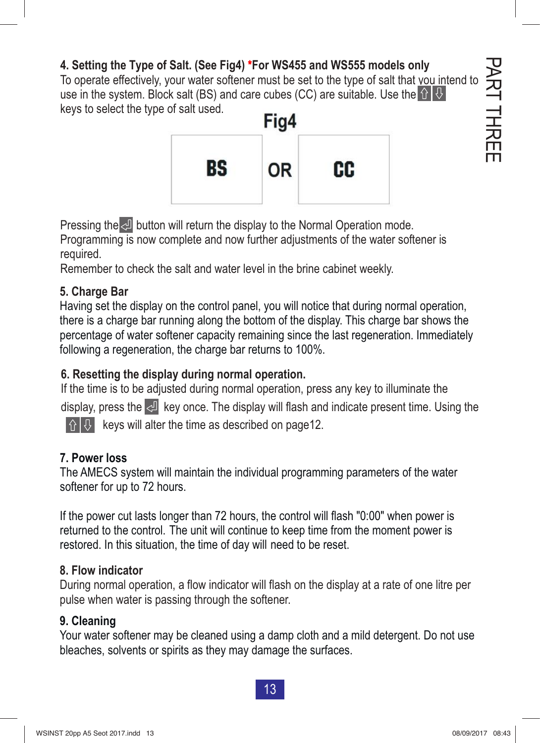### 4. Setting the Type of Salt. (See Fig4) *For WS455 and WS555 models only

To operate effectively, your water softener must be set to the type of salt that you intend to use in the system. Block salt (BS) and care cubes (CC) are suitable. Use the ⇧⇩ keys to select the type of salt used.

Fig4

| BS | OR | CC |
|---|---|---|

Pressing the ⏎ button will return the display to the Normal Operation mode. Programming is now complete and now further adjustments of the water softener is required.

Remember to check the salt and water level in the brine cabinet weekly.

### 5. Charge Bar

Having set the display on the control panel, you will notice that during normal operation, there is a charge bar running along the bottom of the display. This charge bar shows the percentage of water softener capacity remaining since the last regeneration. Immediately following a regeneration, the charge bar returns to 100%.

### 6. Resetting the display during normal operation.

If the time is to be adjusted during normal operation, press any key to illuminate the display, press the ⏎ key once. The display will flash and indicate present time. Using the ⇧⇩ keys will alter the time as described on page12.

### 7. Power loss

The AMECS system will maintain the individual programming parameters of the water softener for up to 72 hours.

If the power cut lasts longer than 72 hours, the control will flash "0:00" when power is returned to the control. The unit will continue to keep time from the moment power is restored. In this situation, the time of day will need to be reset.

### 8. Flow indicator

During normal operation, a flow indicator will flash on the display at a rate of one litre per pulse when water is passing through the softener.

### 9. Cleaning

Your water softener may be cleaned using a damp cloth and a mild detergent. Do not use bleaches, solvents or spirits as they may damage the surfaces.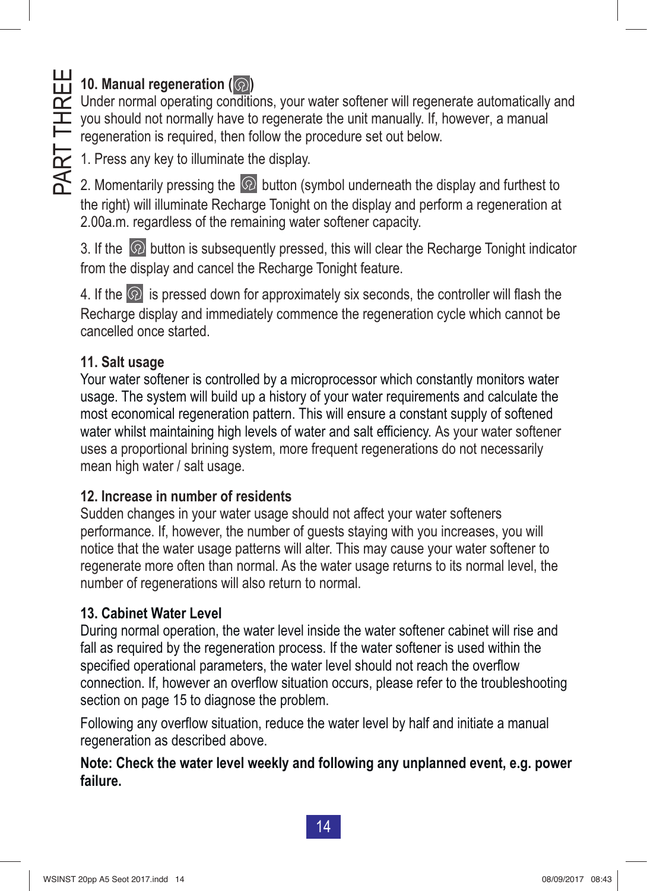## 10. Manual regeneration ( )

Under normal operating conditions, your water softener will regenerate automatically and you should not normally have to regenerate the unit manually. If, however, a manual regeneration is required, then follow the procedure set out below.

1. Press any key to illuminate the display.

2. Momentarily pressing the button (symbol underneath the display and furthest to the right) will illuminate Recharge Tonight on the display and perform a regeneration at 2.00a.m. regardless of the remaining water softener capacity.

3. If the button is subsequently pressed, this will clear the Recharge Tonight indicator from the display and cancel the Recharge Tonight feature.

4. If the is pressed down for approximately six seconds, the controller will flash the Recharge display and immediately commence the regeneration cycle which cannot be cancelled once started.

## 11. Salt usage

Your water softener is controlled by a microprocessor which constantly monitors water usage. The system will build up a history of your water requirements and calculate the most economical regeneration pattern. This will ensure a constant supply of softened water whilst maintaining high levels of water and salt efficiency. As your water softener uses a proportional brining system, more frequent regenerations do not necessarily mean high water / salt usage.

## 12. Increase in number of residents

Sudden changes in your water usage should not affect your water softeners performance. If, however, the number of guests staying with you increases, you will notice that the water usage patterns will alter. This may cause your water softener to regenerate more often than normal. As the water usage returns to its normal level, the number of regenerations will also return to normal.

## 13. Cabinet Water Level

During normal operation, the water level inside the water softener cabinet will rise and fall as required by the regeneration process. If the water softener is used within the specified operational parameters, the water level should not reach the overflow connection. If, however an overflow situation occurs, please refer to the troubleshooting section on page 15 to diagnose the problem.

Following any overflow situation, reduce the water level by half and initiate a manual regeneration as described above.

**Note: Check the water level weekly and following any unplanned event, e.g. power failure.**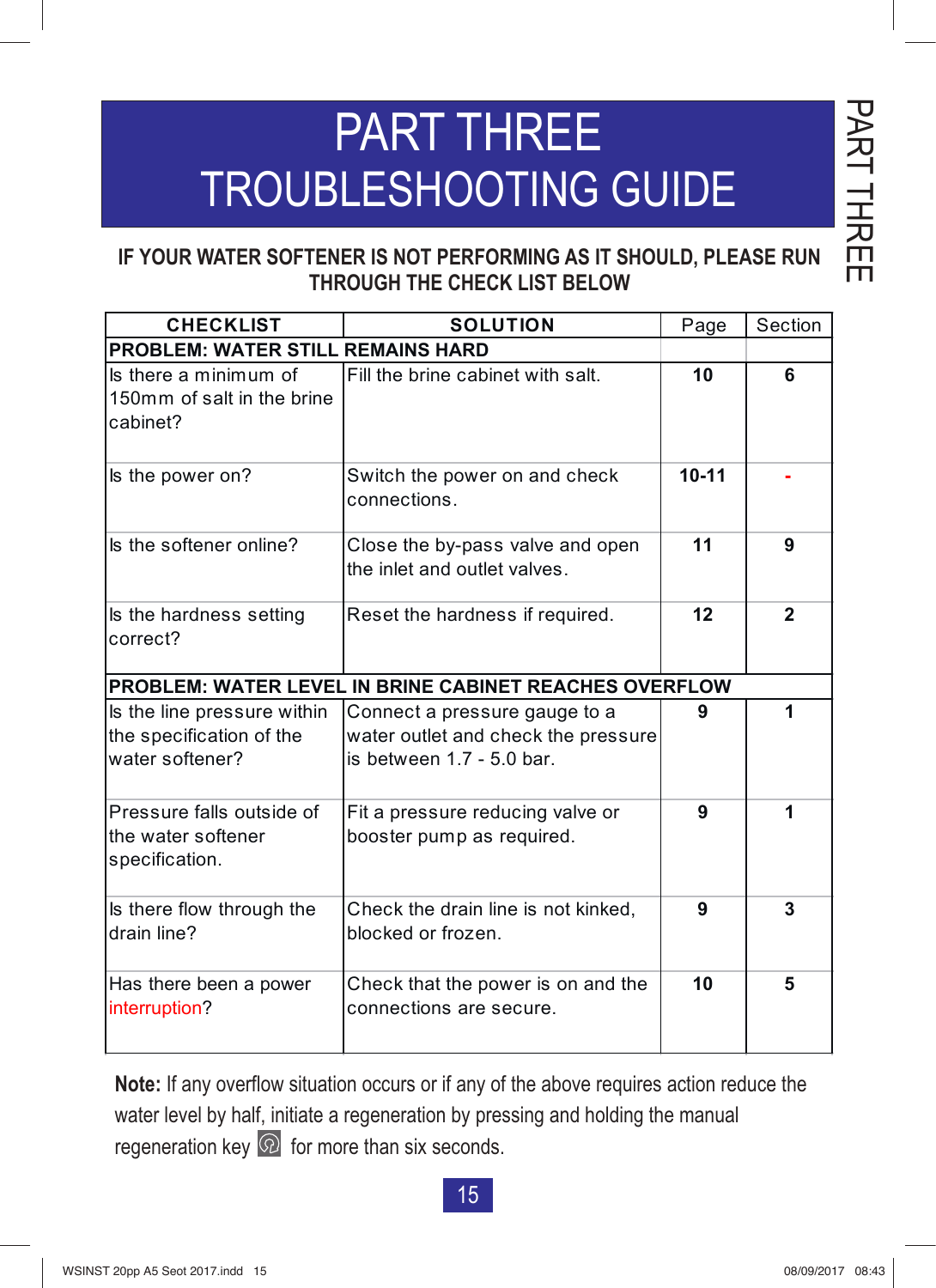# PART THREE
# TROUBLESHOOTING GUIDE

**IF YOUR WATER SOFTENER IS NOT PERFORMING AS IT SHOULD, PLEASE RUN THROUGH THE CHECK LIST BELOW**

| CHECKLIST | SOLUTION | Page | Section |
|---|---|---|---|
| **PROBLEM: WATER STILL REMAINS HARD** | | | |
| Is there a minimum of 150mm of salt in the brine cabinet? | Fill the brine cabinet with salt. | **10** | **6** |
| Is the power on? | Switch the power on and check connections. | **10-11** | **-** |
| Is the softener online? | Close the by-pass valve and open the inlet and outlet valves. | **11** | **9** |
| Is the hardness setting correct? | Reset the hardness if required. | **12** | **2** |
| **PROBLEM: WATER LEVEL IN BRINE CABINET REACHES OVERFLOW** | | | |
| Is the line pressure within the specification of the water softener? | Connect a pressure gauge to a water outlet and check the pressure is between 1.7 - 5.0 bar. | **9** | **1** |
| Pressure falls outside of the water softener specification. | Fit a pressure reducing valve or booster pump as required. | **9** | **1** |
| Is there flow through the drain line? | Check the drain line is not kinked, blocked or frozen. | **9** | **3** |
| Has there been a power interruption? | Check that the power is on and the connections are secure. | **10** | **5** |

**Note:** If any overflow situation occurs or if any of the above requires action reduce the water level by half, initiate a regeneration by pressing and holding the manual regeneration key for more than six seconds.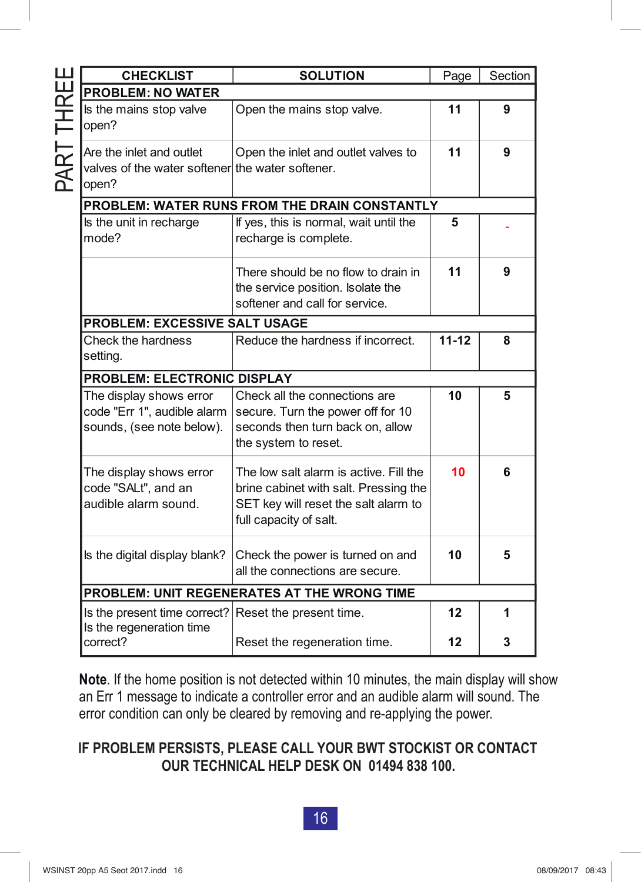PART THREE

| CHECKLIST | SOLUTION | Page | Section |
|---|---|---|---|
| **PROBLEM: NO WATER** | | | |
| Is the mains stop valve open? | Open the mains stop valve. | **11** | **9** |
| Are the inlet and outlet valves of the water softener open? | Open the inlet and outlet valves to the water softener. | **11** | **9** |
| **PROBLEM: WATER RUNS FROM THE DRAIN CONSTANTLY** | | | |
| Is the unit in recharge mode? | If yes, this is normal, wait until the recharge is complete. | **5** | - |
| | There should be no flow to drain in the service position. Isolate the softener and call for service. | **11** | **9** |
| **PROBLEM: EXCESSIVE SALT USAGE** | | | |
| Check the hardness setting. | Reduce the hardness if incorrect. | **11-12** | **8** |
| **PROBLEM: ELECTRONIC DISPLAY** | | | |
| The display shows error code "Err 1", audible alarm sounds, (see note below). | Check all the connections are secure. Turn the power off for 10 seconds then turn back on, allow the system to reset. | **10** | **5** |
| The display shows error code "SALt", and an audible alarm sound. | The low salt alarm is active. Fill the brine cabinet with salt. Pressing the SET key will reset the salt alarm to full capacity of salt. | **10** | **6** |
| Is the digital display blank? | Check the power is turned on and all the connections are secure. | **10** | **5** |
| **PROBLEM: UNIT REGENERATES AT THE WRONG TIME** | | | |
| Is the present time correct? | Reset the present time. | **12** | **1** |
| Is the regeneration time correct? | Reset the regeneration time. | **12** | **3** |

**Note**. If the home position is not detected within 10 minutes, the main display will show an Err 1 message to indicate a controller error and an audible alarm will sound. The error condition can only be cleared by removing and re-applying the power.

**IF PROBLEM PERSISTS, PLEASE CALL YOUR BWT STOCKIST OR CONTACT OUR TECHNICAL HELP DESK ON 01494 838 100.**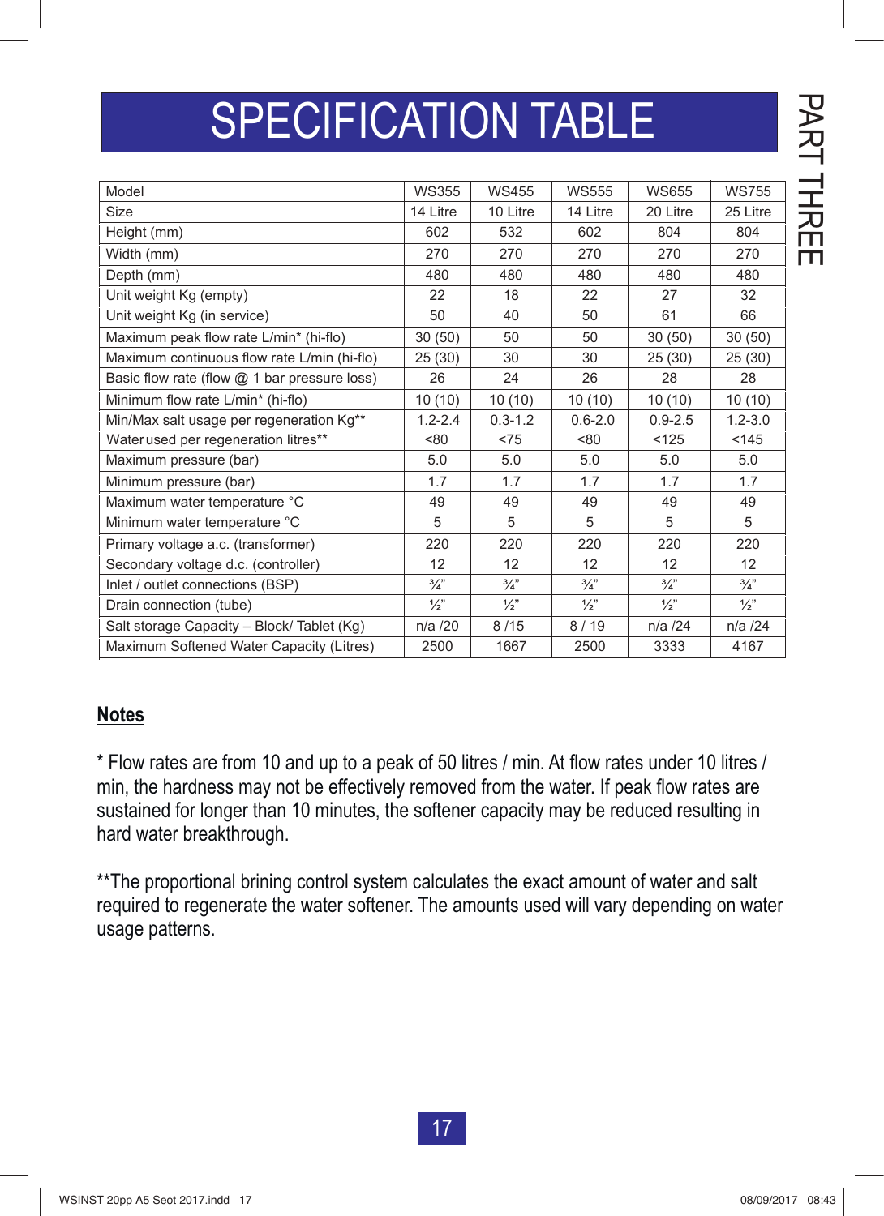# SPECIFICATION TABLE

PART THREE

| Model | WS355 | WS455 | WS555 | WS655 | WS755 |
|---|---|---|---|---|---|
| Size | 14 Litre | 10 Litre | 14 Litre | 20 Litre | 25 Litre |
| Height (mm) | 602 | 532 | 602 | 804 | 804 |
| Width (mm) | 270 | 270 | 270 | 270 | 270 |
| Depth (mm) | 480 | 480 | 480 | 480 | 480 |
| Unit weight Kg (empty) | 22 | 18 | 22 | 27 | 32 |
| Unit weight Kg (in service) | 50 | 40 | 50 | 61 | 66 |
| Maximum peak flow rate L/min* (hi-flo) | 30 (50) | 50 | 50 | 30 (50) | 30 (50) |
| Maximum continuous flow rate L/min (hi-flo) | 25 (30) | 30 | 30 | 25 (30) | 25 (30) |
| Basic flow rate (flow @ 1 bar pressure loss) | 26 | 24 | 26 | 28 | 28 |
| Minimum flow rate L/min* (hi-flo) | 10 (10) | 10 (10) | 10 (10) | 10 (10) | 10 (10) |
| Min/Max salt usage per regeneration Kg** | 1.2-2.4 | 0.3-1.2 | 0.6-2.0 | 0.9-2.5 | 1.2-3.0 |
| Water used per regeneration litres** | <80 | <75 | <80 | <125 | <145 |
| Maximum pressure (bar) | 5.0 | 5.0 | 5.0 | 5.0 | 5.0 |
| Minimum pressure (bar) | 1.7 | 1.7 | 1.7 | 1.7 | 1.7 |
| Maximum water temperature °C | 49 | 49 | 49 | 49 | 49 |
| Minimum water temperature °C | 5 | 5 | 5 | 5 | 5 |
| Primary voltage a.c. (transformer) | 220 | 220 | 220 | 220 | 220 |
| Secondary voltage d.c. (controller) | 12 | 12 | 12 | 12 | 12 |
| Inlet / outlet connections (BSP) | ¾" | ¾" | ¾" | ¾" | ¾" |
| Drain connection (tube) | ½" | ½" | ½" | ½" | ½" |
| Salt storage Capacity – Block/ Tablet (Kg) | n/a /20 | 8 /15 | 8 / 19 | n/a /24 | n/a /24 |
| Maximum Softened Water Capacity (Litres) | 2500 | 1667 | 2500 | 3333 | 4167 |

## Notes

* Flow rates are from 10 and up to a peak of 50 litres / min. At flow rates under 10 litres / min, the hardness may not be effectively removed from the water. If peak flow rates are sustained for longer than 10 minutes, the softener capacity may be reduced resulting in hard water breakthrough.

**The proportional brining control system calculates the exact amount of water and salt required to regenerate the water softener. The amounts used will vary depending on water usage patterns.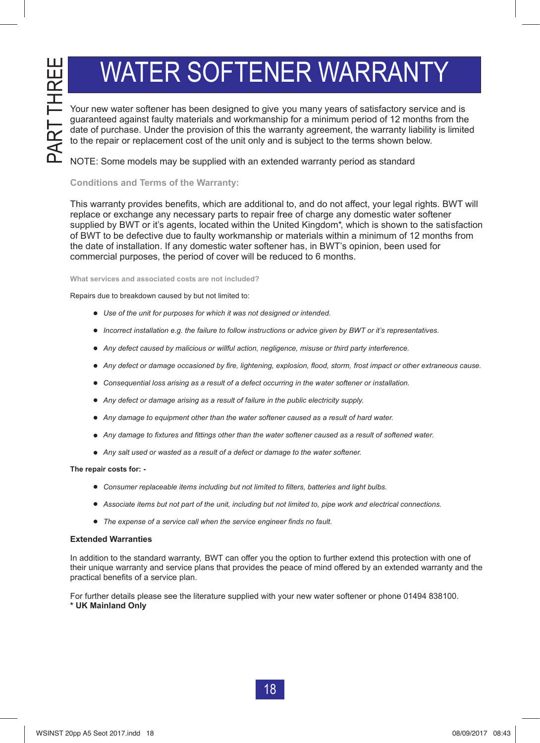# WATER SOFTENER WARRANTY

PART THREE

Your new water softener has been designed to give you many years of satisfactory service and is guaranteed against faulty materials and workmanship for a minimum period of 12 months from the date of purchase. Under the provision of this the warranty agreement, the warranty liability is limited to the repair or replacement cost of the unit only and is subject to the terms shown below.

NOTE: Some models may be supplied with an extended warranty period as standard

## Conditions and Terms of the Warranty:

This warranty provides benefits, which are additional to, and do not affect, your legal rights. BWT will replace or exchange any necessary parts to repair free of charge any domestic water softener supplied by BWT or it's agents, located within the United Kingdom*, which is shown to the satisfaction of BWT to be defective due to faulty workmanship or materials within a minimum of 12 months from the date of installation. If any domestic water softener has, in BWT's opinion, been used for commercial purposes, the period of cover will be reduced to 6 months.

### What services and associated costs are not included?

Repairs due to breakdown caused by but not limited to:

- *Use of the unit for purposes for which it was not designed or intended.*
- *Incorrect installation e.g. the failure to follow instructions or advice given by BWT or it's representatives.*
- *Any defect caused by malicious or willful action, negligence, misuse or third party interference.*
- *Any defect or damage occasioned by fire, lightening, explosion, flood, storm, frost impact or other extraneous cause.*
- *Consequential loss arising as a result of a defect occurring in the water softener or installation.*
- *Any defect or damage arising as a result of failure in the public electricity supply.*
- *Any damage to equipment other than the water softener caused as a result of hard water.*
- *Any damage to fixtures and fittings other than the water softener caused as a result of softened water.*
- *Any salt used or wasted as a result of a defect or damage to the water softener.*

**The repair costs for: -**

- *Consumer replaceable items including but not limited to filters, batteries and light bulbs.*
- *Associate items but not part of the unit, including but not limited to, pipe work and electrical connections.*
- *The expense of a service call when the service engineer finds no fault.*

**Extended Warranties**

In addition to the standard warranty, BWT can offer you the option to further extend this protection with one of their unique warranty and service plans that provides the peace of mind offered by an extended warranty and the practical benefits of a service plan.

For further details please see the literature supplied with your new water softener or phone 01494 838100.
**\* UK Mainland Only**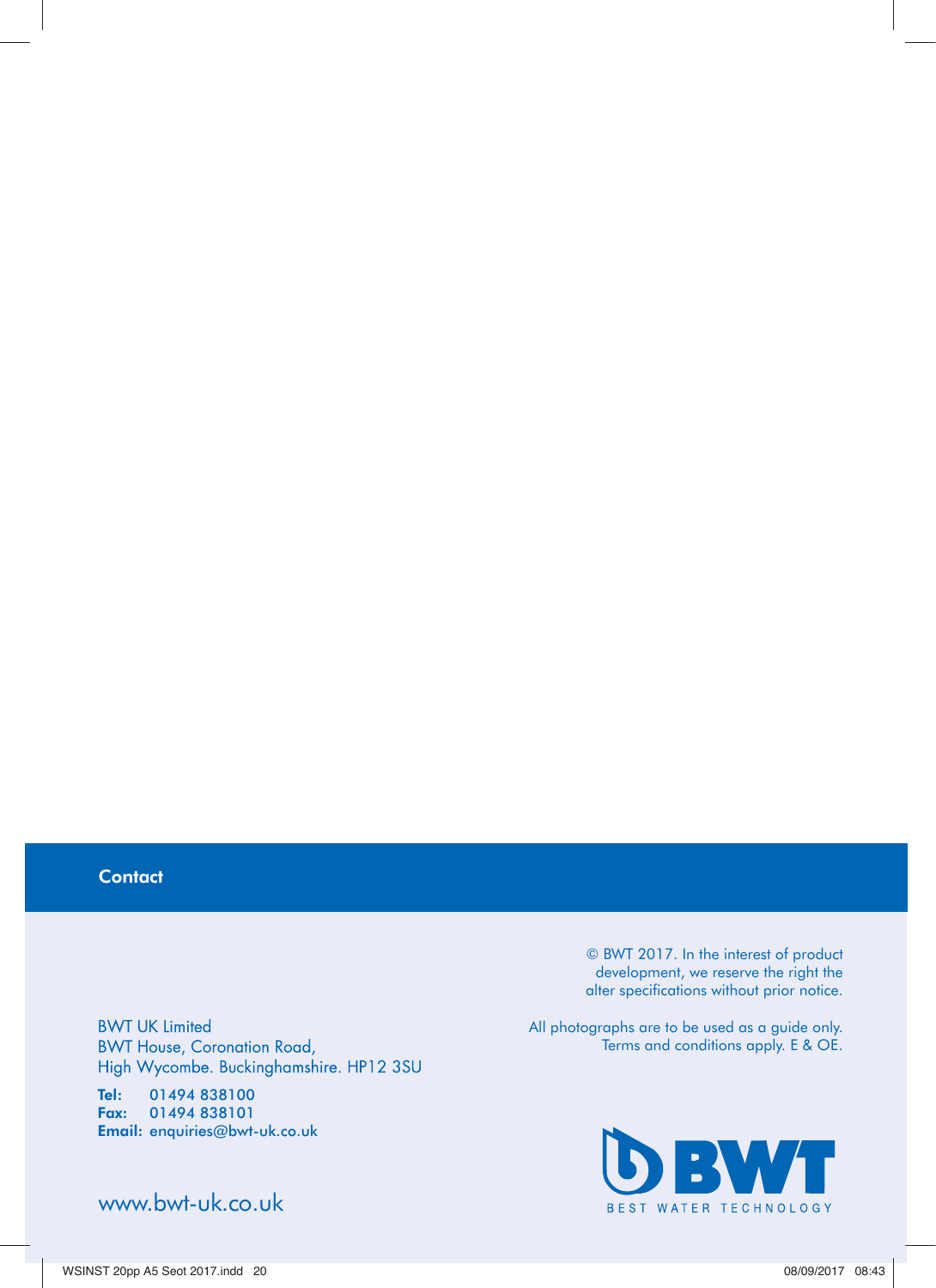## Contact

BWT UK Limited
BWT House, Coronation Road,
High Wycombe. Buckinghamshire. HP12 3SU

**Tel:** 01494 838100
**Fax:** 01494 838101
**Email:** enquiries@bwt-uk.co.uk

www.bwt-uk.co.uk

© BWT 2017. In the interest of product development, we reserve the right the alter specifications without prior notice.

All photographs are to be used as a guide only. Terms and conditions apply. E & OE.

BWT
BEST WATER TECHNOLOGY